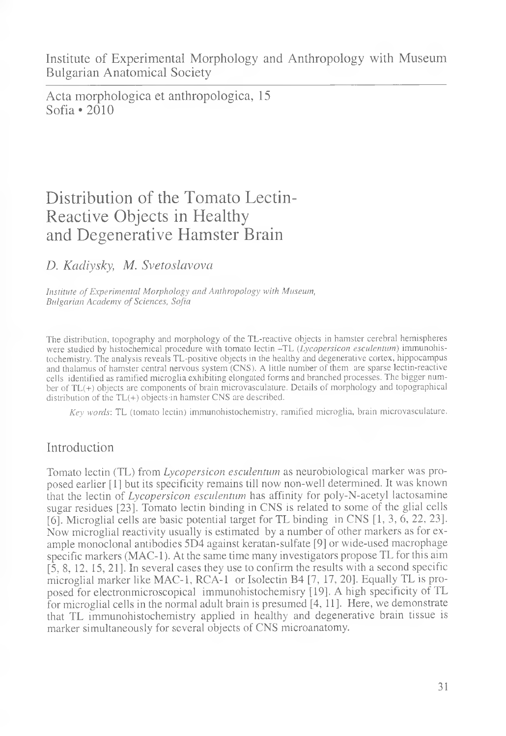Institute of Experimental Morphology and Anthropology with Museum
Bulgarian Anatomical Society

Acta morphologica et anthropologica, 15
Sofia • 2010

# Distribution of the Tomato Lectin-Reactive Objects in Healthy and Degenerative Hamster Brain

*D. Kadiysky, M. Svetoslavova*

*Institute of Experimental Morphology and Anthropology with Museum, Bulgarian Academy of Sciences, Sofia*

The distribution, topography and morphology of the TL-reactive objects in hamster cerebral hemispheres were studied by histochemical procedure with tomato lectin –TL (*Lycopersicon esculentum*) immunohistochemistry. The analysis reveals TL-positive objects in the healthy and degenerative cortex, hippocampus and thalamus of hamster central nervous system (CNS). A little number of them are sparse lectin-reactive cells identified as ramified microglia exhibiting elongated forms and branched processes. The bigger number of TL(+) objects are components of brain microvasculature. Details of morphology and topographical distribution of the TL(+) objects in hamster CNS are described.

*Key words*: TL (tomato lectin) immunohistochemistry, ramified microglia, brain microvasculature.

## Introduction

Tomato lectin (TL) from *Lycopersicon esculentum* as neurobiological marker was proposed earlier [1] but its specificity remains till now non-well determined. It was known that the lectin of *Lycopersicon esculentum* has affinity for poly-N-acetyl lactosamine sugar residues [23]. Tomato lectin binding in CNS is related to some of the glial cells [6]. Microglial cells are basic potential target for TL binding in CNS [1, 3, 6, 22, 23]. Now microglial reactivity usually is estimated by a number of other markers as for example monoclonal antibodies 5D4 against keratan-sulfate [9] or wide-used macrophage specific markers (MAC-1). At the same time many investigators propose TL for this aim [5, 8, 12, 15, 21]. In several cases they use to confirm the results with a second specific microglial marker like MAC-1, RCA-1 or Isolectin B4 [7, 17, 20]. Equally TL is proposed for electronmicroscopical immunohistochemisry [19]. A high specificity of TL for microglial cells in the normal adult brain is presumed [4, 11]. Here, we demonstrate that TL immunohistochemistry applied in healthy and degenerative brain tissue is marker simultaneously for several objects of CNS microanatomy.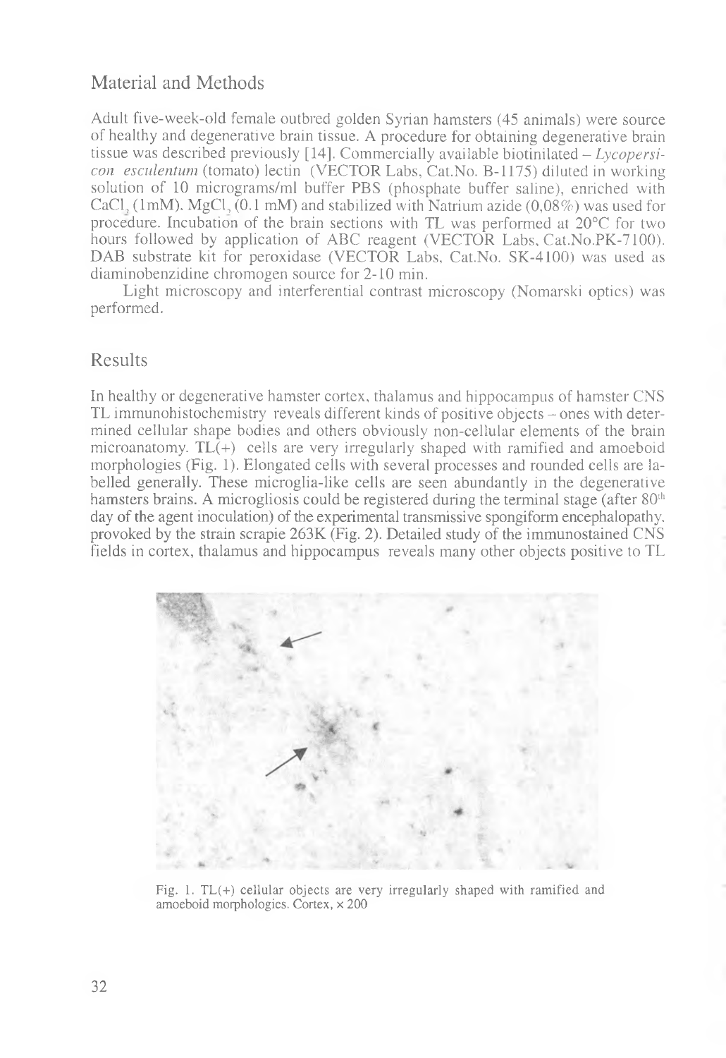## Material and Methods

Adult five-week-old female outbred golden Syrian hamsters (45 animals) were source of healthy and degenerative brain tissue. A procedure for obtaining degenerative brain tissue was described previously [14]. Commercially available biotinilated – *Lycopersicon esculentum* (tomato) lectin (VECTOR Labs, Cat.No. B-1175) diluted in working solution of 10 micrograms/ml buffer PBS (phosphate buffer saline), enriched with $CaCl_2$ (1mM), $MgCl_2$ (0.1 mM) and stabilized with Natrium azide (0,08%) was used for procedure. Incubation of the brain sections with TL was performed at 20°C for two hours followed by application of ABC reagent (VECTOR Labs, Cat.No.PK-7100). DAB substrate kit for peroxidase (VECTOR Labs, Cat.No. SK-4100) was used as diaminobenzidine chromogen source for 2-10 min.

Light microscopy and interferential contrast microscopy (Nomarski optics) was performed.

## Results

In healthy or degenerative hamster cortex, thalamus and hippocampus of hamster CNS TL immunohistochemistry reveals different kinds of positive objects – ones with determined cellular shape bodies and others obviously non-cellular elements of the brain microanatomy. TL(+) cells are very irregularly shaped with ramified and amoeboid morphologies (Fig. 1). Elongated cells with several processes and rounded cells are labelled generally. These microglia-like cells are seen abundantly in the degenerative hamsters brains. A microgliosis could be registered during the terminal stage (after $80^{th}$ day of the agent inoculation) of the experimental transmissive spongiform encephalopathy, provoked by the strain scrapie 263K (Fig. 2). Detailed study of the immunostained CNS fields in cortex, thalamus and hippocampus reveals many other objects positive to TL

Fig. 1. TL(+) cellular objects are very irregularly shaped with ramified and amoeboid morphologies. Cortex, × 200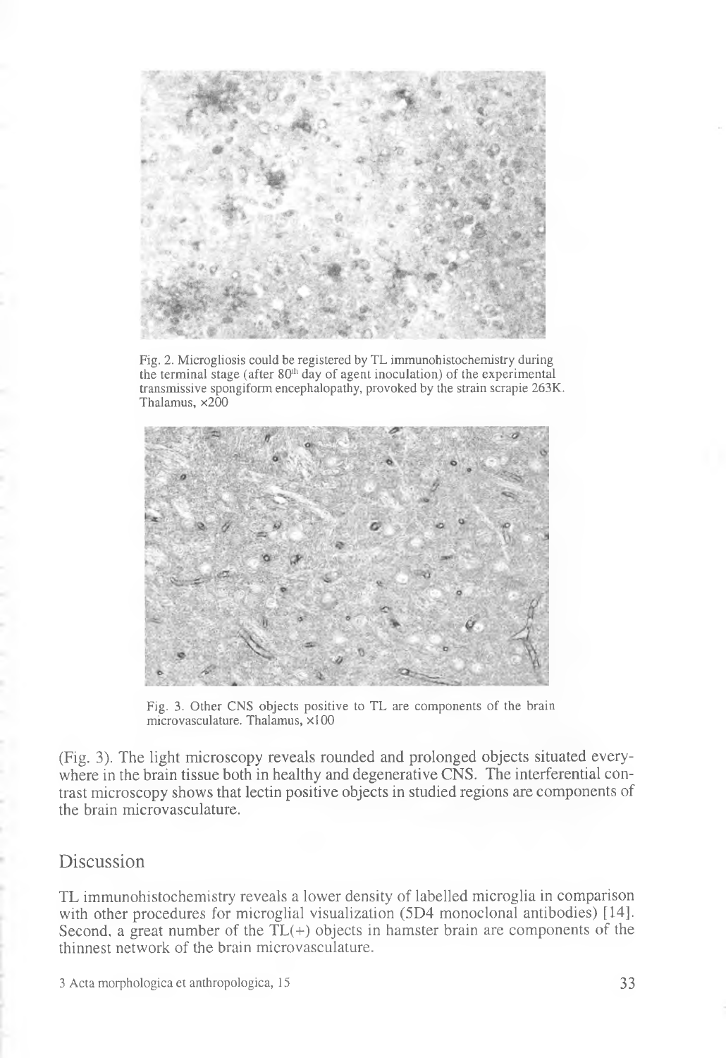Fig. 2. Microgliosis could be registered by TL immunohistochemistry during the terminal stage (after 80th day of agent inoculation) of the experimental transmissive spongiform encephalopathy, provoked by the strain scrapie 263K. Thalamus, ×200

Fig. 3. Other CNS objects positive to TL are components of the brain microvasculature. Thalamus, ×100

(Fig. 3). The light microscopy reveals rounded and prolonged objects situated everywhere in the brain tissue both in healthy and degenerative CNS. The interferential contrast microscopy shows that lectin positive objects in studied regions are components of the brain microvasculature.

## Discussion

TL immunohistochemistry reveals a lower density of labelled microglia in comparison with other procedures for microglial visualization (5D4 monoclonal antibodies) [14]. Second, a great number of the TL(+) objects in hamster brain are components of the thinnest network of the brain microvasculature.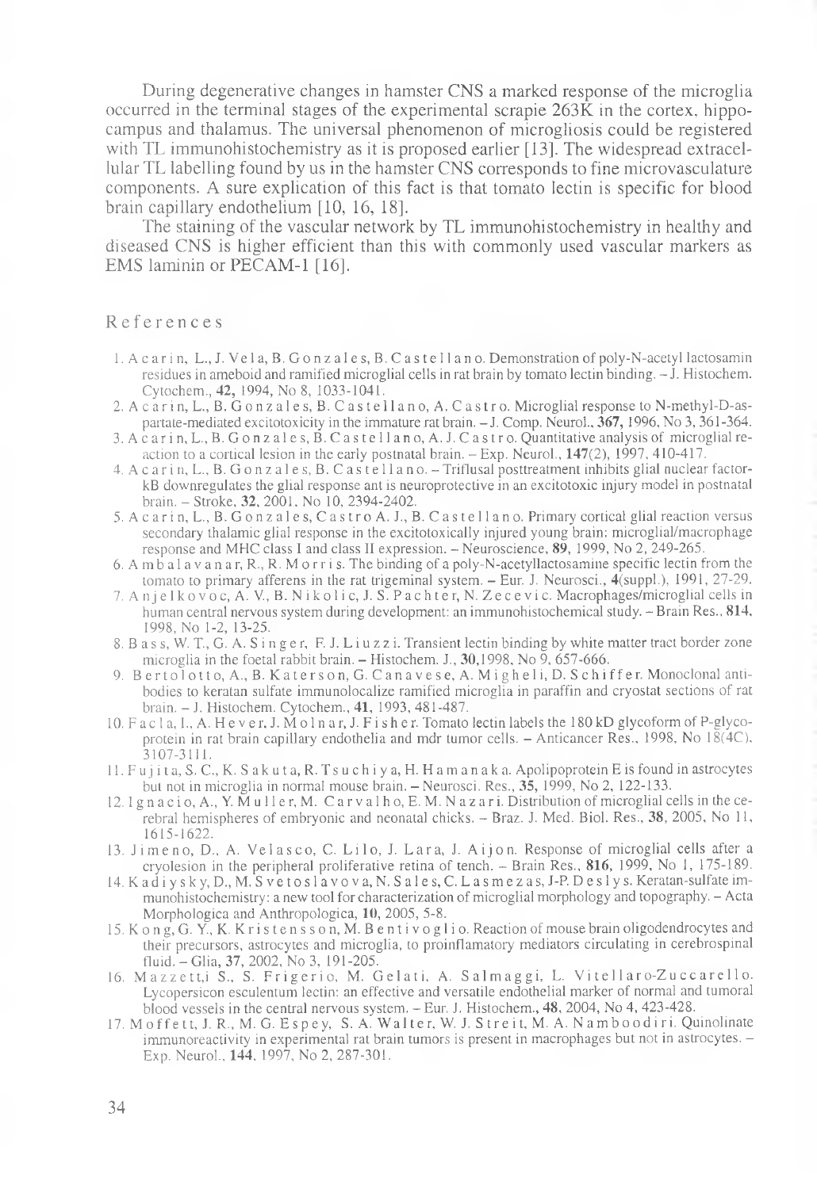During degenerative changes in hamster CNS a marked response of the microglia occurred in the terminal stages of the experimental scrapie 263K in the cortex, hippocampus and thalamus. The universal phenomenon of microgliosis could be registered with TL immunohistochemistry as it is proposed earlier [13]. The widespread extracellular TL labelling found by us in the hamster CNS corresponds to fine microvasculature components. A sure explication of this fact is that tomato lectin is specific for blood brain capillary endothelium [10, 16, 18].

The staining of the vascular network by TL immunohistochemistry in healthy and diseased CNS is higher efficient than this with commonly used vascular markers as EMS laminin or PECAM-1 [16].

## References

1. Acarin, L., J. Vela, B. Gonzales, B. Castellano. Demonstration of poly-N-acetyl lactosamin residues in ameboid and ramified microglial cells in rat brain by tomato lectin binding. – J. Histochem. Cytochem., **42,** 1994, No 8, 1033-1041.
2. Acarin, L., B. Gonzales, B. Castellano, A. Castro. Microglial response to N-methyl-D-aspartate-mediated excitotoxicity in the immature rat brain. – J. Comp. Neurol., **367,** 1996, No 3, 361-364.
3. Acarin, L., B. Gonzales, B. Castellano, A. J. Castro. Quantitative analysis of microglial reaction to a cortical lesion in the early postnatal brain. – Exp. Neurol., **147**(2), 1997, 410-417.
4. Acarin, L., B. Gonzales, B. Castellano. – Triflusal posttreatment inhibits glial nuclear factor-kB downregulates the glial response ant is neuroprotective in an excitotoxic injury model in postnatal brain. – Stroke, **32**, 2001, No 10, 2394-2402.
5. Acarin, L., B. Gonzales, Castro A. J., B. Castellano. Primary cortical glial reaction versus secondary thalamic glial response in the excitotoxically injured young brain: microglial/macrophage response and MHC class I and class II expression. – Neuroscience, **89**, 1999, No 2, 249-265.
6. Ambalavanar, R., R. Morris. The binding of a poly-N-acetyllactosamine specific lectin from the tomato to primary afferens in the rat trigeminal system. – Eur. J. Neurosci., **4**(suppl.), 1991, 27-29.
7. Anjelkovoc, A. V., B. Nikolic, J. S. Pachter, N. Zecevic. Macrophages/microglial cells in human central nervous system during development: an immunohistochemical study. – Brain Res., **814**, 1998, No 1-2, 13-25.
8. Bass, W. T., G. A. Singer, F. J. Liuzzi. Transient lectin binding by white matter tract border zone microglia in the foetal rabbit brain. – Histochem. J., **30**,1998, No 9, 657-666.
9. Bertolotto, A., B. Katerson, G. Canavese, A. Migheli, D. Schiffer. Monoclonal antibodies to keratan sulfate immunolocalize ramified microglia in paraffin and cryostat sections of rat brain. – J. Histochem. Cytochem., **41**, 1993, 481-487.
10. Facla, I., A. Hever, J. Molnar, J. Fisher. Tomato lectin labels the 180 kD glycoform of P-glycoprotein in rat brain capillary endothelia and mdr tumor cells. – Anticancer Res., 1998, No 18(4C), 3107-3111.
11. Fujita, S. C., K. Sakuta, R. Tsuchiya, H. Hamanaka. Apolipoprotein E is found in astrocytes but not in microglia in normal mouse brain. – Neurosci. Res., **35**, 1999, No 2, 122-133.
12. Ignacio, A., Y. Muller, M. Carvalho, E. M. Nazari. Distribution of microglial cells in the cerebral hemispheres of embryonic and neonatal chicks. – Braz. J. Med. Biol. Res., **38**, 2005, No 11, 1615-1622.
13. Jimeno, D., A. Velasco, C. Lilo, J. Lara, J. Aijon. Response of microglial cells after a cryolesion in the peripheral proliferative retina of tench. – Brain Res., **816**, 1999, No 1, 175-189.
14. Kadiysky, D., M. Svetoslavova, N. Sales, C. Lasmezas, J-P. Deslys. Keratan-sulfate immunohistochemistry: a new tool for characterization of microglial morphology and topography. – Acta Morphologica and Anthropologica, **10**, 2005, 5-8.
15. Kong, G. Y., K. Kristensson, M. Bentivoglio. Reaction of mouse brain oligodendrocytes and their precursors, astrocytes and microglia, to proinflammatory mediators circulating in cerebrospinal fluid. – Glia, **37**, 2002, No 3, 191-205.
16. Mazzett,i S., S. Frigerio, M. Gelati, A. Salmaggi, L. Vitellaro-Zuccarello. Lycopersicon esculentum lectin: an effective and versatile endothelial marker of normal and tumoral blood vessels in the central nervous system. – Eur. J. Histochem., **48**, 2004, No 4, 423-428.
17. Moffett, J. R., M. G. Espey, S. A. Walter, W. J. Streit, M. A. Namboodiri. Quinolinate immunoreactivity in experimental rat brain tumors is present in macrophages but not in astrocytes. – Exp. Neurol., **144**, 1997, No 2, 287-301.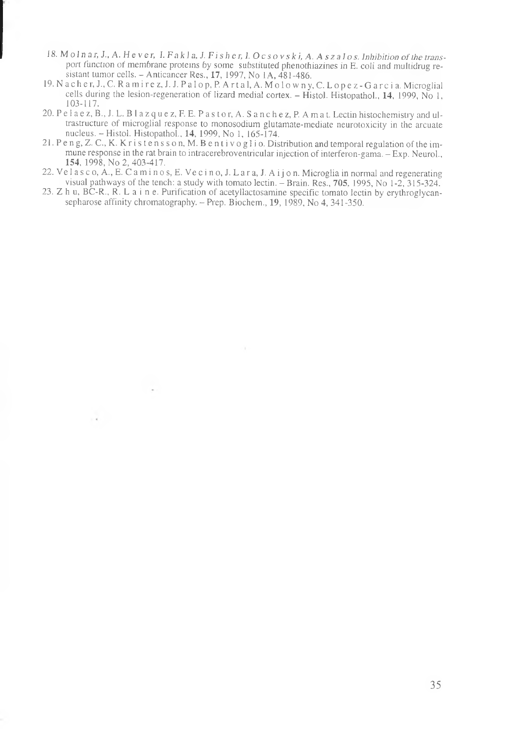18. Molnar, J., A. Hever, I. Fakla, J. Fisher, I. Ocsovski, A. Aszalos. Inhibition of the transport function of membrane proteins by some substituted phenothiazines in E. coli and multidrug resistant tumor cells. – Anticancer Res., **17**, 1997, No 1A, 481-486.
19. Nacher, J., C. Ramirez, J. J. Palop, P. Artal, A. Molowny, C. Lopez-Garcia. Microglial cells during the lesion-regeneration of lizard medial cortex. – Histol. Histopathol., **14**, 1999, No 1, 103-117.
20. Pelaez, B., J. L. Blazquez, F. E. Pastor, A. Sanchez, P. Amat. Lectin histochemistry and ultrastructure of microglial response to monosodium glutamate-mediate neurotoxicity in the arcuate nucleus. – Histol. Histopathol., **14**, 1999, No 1, 165-174.
21. Peng, Z. C., K. Kristensson, M. Bentivoglio. Distribution and temporal regulation of the immune response in the rat brain to intracerebroventricular injection of interferon-gama. – Exp. Neurol., **154**, 1998, No 2, 403-417.
22. Velasco, A., E. Caminos, E. Vecino, J. Lara, J. Aijon. Microglia in normal and regenerating visual pathways of the tench: a study with tomato lectin. – Brain. Res., **705**, 1995, No 1-2, 315-324.
23. Zhu, BC-R., R. Laine. Purification of acetyllactosamine specific tomato lectin by erythroglycan-sepharose affinity chromatography. – Prep. Biochem., **19**, 1989, No 4, 341-350.